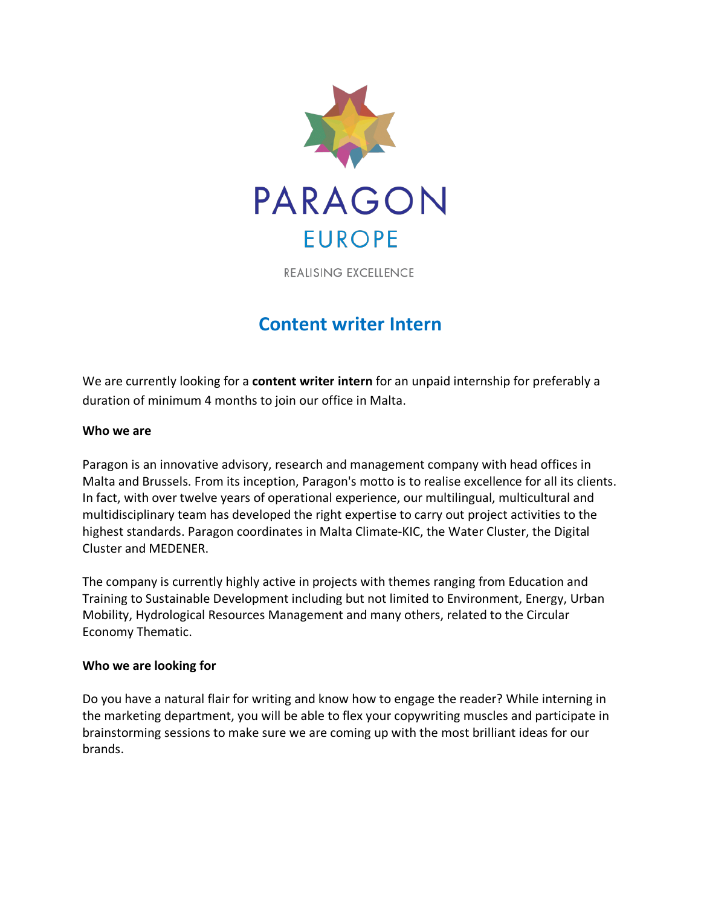PARAGON

EUROPE

REALISING EXCELLENCE

# Content writer Intern

We are currently looking for a **content writer intern** for an unpaid internship for preferably a duration of minimum 4 months to join our office in Malta.

**Who we are**

Paragon is an innovative advisory, research and management company with head offices in Malta and Brussels. From its inception, Paragon's motto is to realise excellence for all its clients. In fact, with over twelve years of operational experience, our multilingual, multicultural and multidisciplinary team has developed the right expertise to carry out project activities to the highest standards. Paragon coordinates in Malta Climate-KIC, the Water Cluster, the Digital Cluster and MEDENER.

The company is currently highly active in projects with themes ranging from Education and Training to Sustainable Development including but not limited to Environment, Energy, Urban Mobility, Hydrological Resources Management and many others, related to the Circular Economy Thematic.

**Who we are looking for**

Do you have a natural flair for writing and know how to engage the reader? While interning in the marketing department, you will be able to flex your copywriting muscles and participate in brainstorming sessions to make sure we are coming up with the most brilliant ideas for our brands.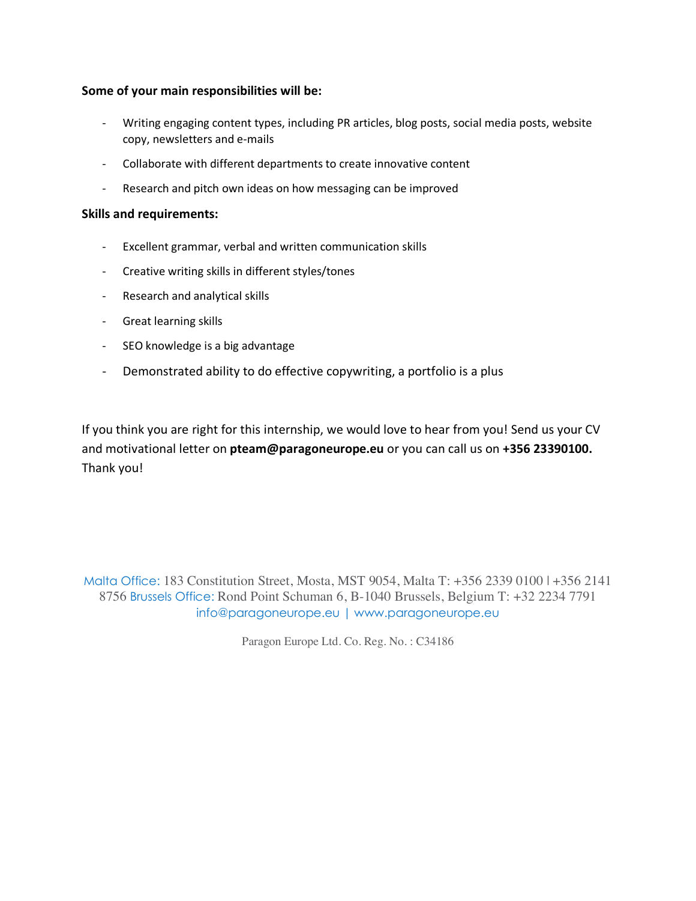**Some of your main responsibilities will be:**

- Writing engaging content types, including PR articles, blog posts, social media posts, website copy, newsletters and e-mails
- Collaborate with different departments to create innovative content
- Research and pitch own ideas on how messaging can be improved

**Skills and requirements:**

- Excellent grammar, verbal and written communication skills
- Creative writing skills in different styles/tones
- Research and analytical skills
- Great learning skills
- SEO knowledge is a big advantage
- Demonstrated ability to do effective copywriting, a portfolio is a plus

If you think you are right for this internship, we would love to hear from you! Send us your CV and motivational letter on **pteam@paragoneurope.eu** or you can call us on **+356 23390100.** Thank you!

Malta Office: 183 Constitution Street, Mosta, MST 9054, Malta T: +356 2339 0100 | +356 2141 8756 Brussels Office: Rond Point Schuman 6, B-1040 Brussels, Belgium T: +32 2234 7791
info@paragoneurope.eu | www.paragoneurope.eu

Paragon Europe Ltd. Co. Reg. No. : C34186